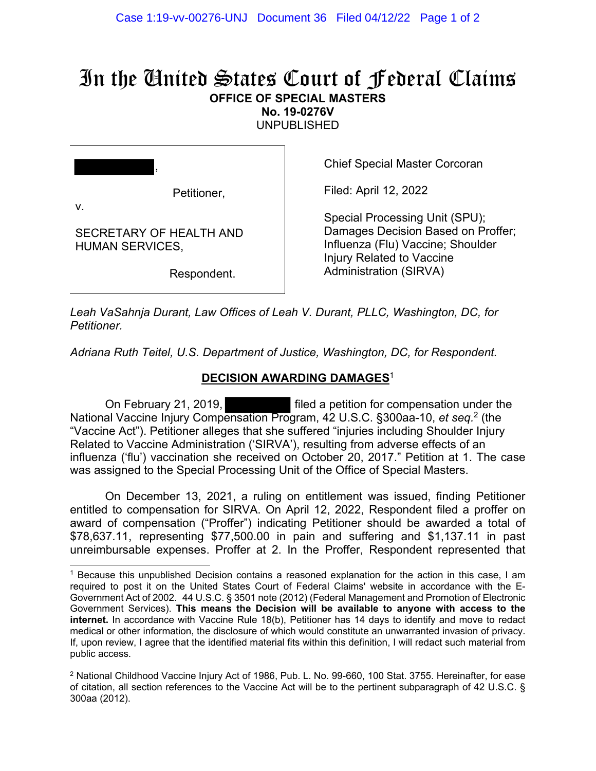# In the United States Court of Federal Claims

**OFFICE OF SPECIAL MASTERS**

**No. 19-0276V**

UNPUBLISHED

| | |
|---|---|
| ██████████, Petitioner, v. SECRETARY OF HEALTH AND HUMAN SERVICES, Respondent. | Chief Special Master Corcoran<br><br>Filed: April 12, 2022<br><br>Special Processing Unit (SPU); Damages Decision Based on Proffer; Influenza (Flu) Vaccine; Shoulder Injury Related to Vaccine Administration (SIRVA) |

*Leah VaSahnja Durant, Law Offices of Leah V. Durant, PLLC, Washington, DC, for Petitioner.*

*Adriana Ruth Teitel, U.S. Department of Justice, Washington, DC, for Respondent.*

## **DECISION AWARDING DAMAGES**[1]

On February 21, 2019, ██████████ filed a petition for compensation under the National Vaccine Injury Compensation Program, 42 U.S.C. §300aa-10, *et seq.*[2] (the "Vaccine Act"). Petitioner alleges that she suffered "injuries including Shoulder Injury Related to Vaccine Administration ('SIRVA'), resulting from adverse effects of an influenza ('flu') vaccination she received on October 20, 2017." Petition at 1. The case was assigned to the Special Processing Unit of the Office of Special Masters.

On December 13, 2021, a ruling on entitlement was issued, finding Petitioner entitled to compensation for SIRVA. On April 12, 2022, Respondent filed a proffer on award of compensation ("Proffer") indicating Petitioner should be awarded a total of $78,637.11, representing $77,500.00 in pain and suffering and $1,137.11 in past unreimbursable expenses. Proffer at 2. In the Proffer, Respondent represented that

---

[1] Because this unpublished Decision contains a reasoned explanation for the action in this case, I am required to post it on the United States Court of Federal Claims' website in accordance with the E-Government Act of 2002. 44 U.S.C. § 3501 note (2012) (Federal Management and Promotion of Electronic Government Services). **This means the Decision will be available to anyone with access to the internet.** In accordance with Vaccine Rule 18(b), Petitioner has 14 days to identify and move to redact medical or other information, the disclosure of which would constitute an unwarranted invasion of privacy. If, upon review, I agree that the identified material fits within this definition, I will redact such material from public access.

[2] National Childhood Vaccine Injury Act of 1986, Pub. L. No. 99-660, 100 Stat. 3755. Hereinafter, for ease of citation, all section references to the Vaccine Act will be to the pertinent subparagraph of 42 U.S.C. § 300aa (2012).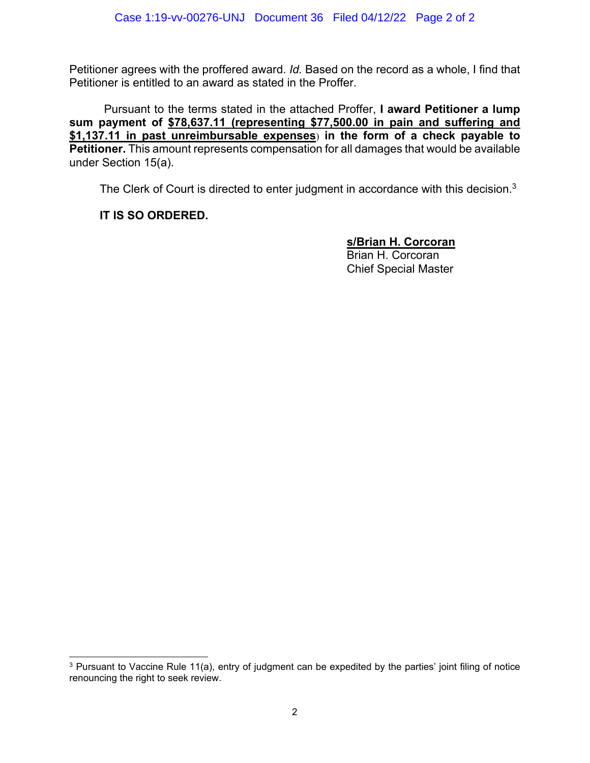Petitioner agrees with the proffered award. *Id.* Based on the record as a whole, I find that Petitioner is entitled to an award as stated in the Proffer.

Pursuant to the terms stated in the attached Proffer, **I award Petitioner a lump sum payment of <u>$78,637.11 (representing $77,500.00 in pain and suffering and $1,137.11 in past unreimbursable expenses</u>) in the form of a check payable to Petitioner.** This amount represents compensation for all damages that would be available under Section 15(a).

The Clerk of Court is directed to enter judgment in accordance with this decision.[3]

**IT IS SO ORDERED.**

**<u>s/Brian H. Corcoran</u>**
Brian H. Corcoran
Chief Special Master

---

[3] Pursuant to Vaccine Rule 11(a), entry of judgment can be expedited by the parties' joint filing of notice renouncing the right to seek review.